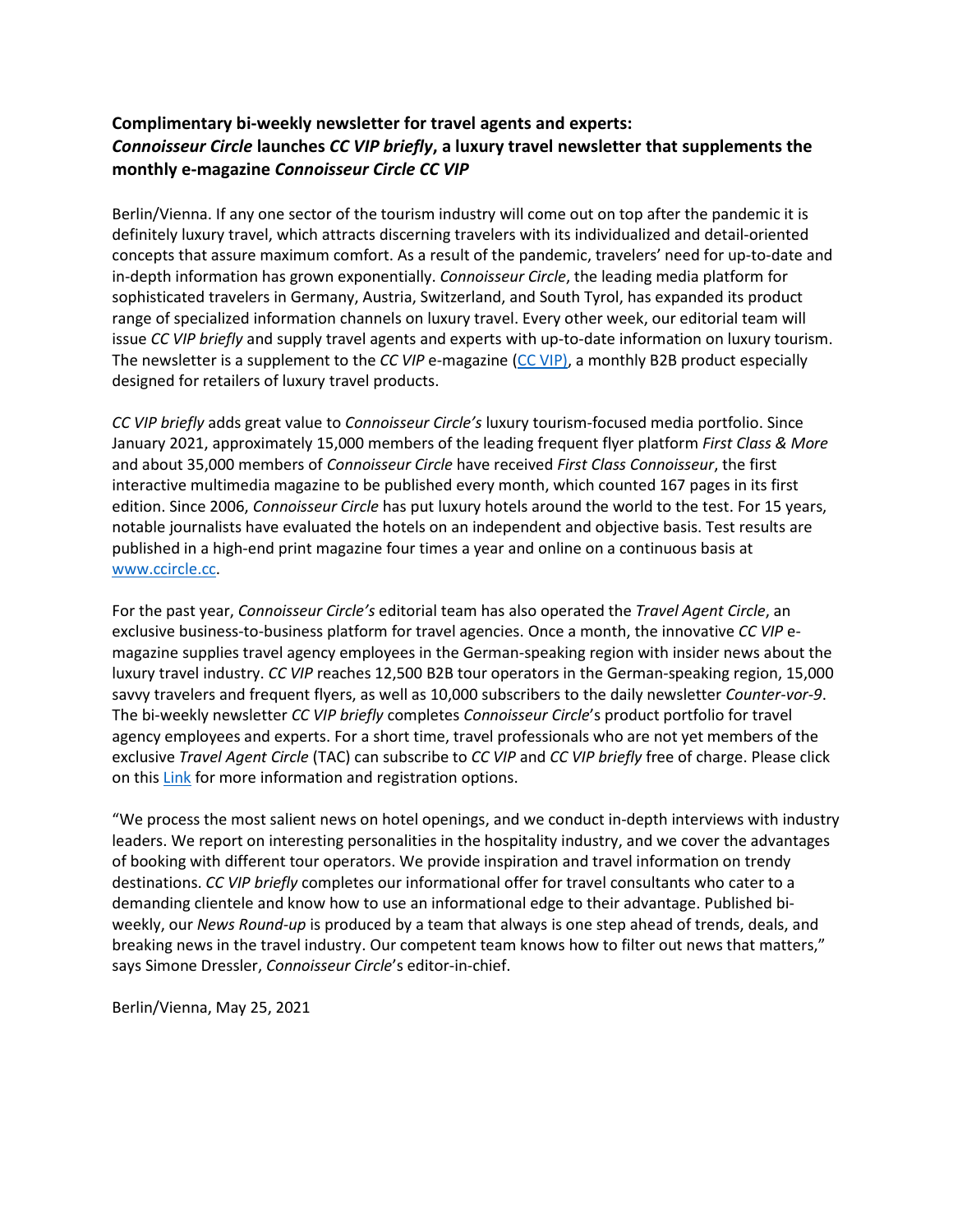**Complimentary bi-weekly newsletter for travel agents and experts:**
***Connoisseur Circle* launches *CC VIP briefly*, a luxury travel newsletter that supplements the monthly e-magazine *Connoisseur Circle CC VIP***

Berlin/Vienna. If any one sector of the tourism industry will come out on top after the pandemic it is definitely luxury travel, which attracts discerning travelers with its individualized and detail-oriented concepts that assure maximum comfort. As a result of the pandemic, travelers' need for up-to-date and in-depth information has grown exponentially. *Connoisseur Circle*, the leading media platform for sophisticated travelers in Germany, Austria, Switzerland, and South Tyrol, has expanded its product range of specialized information channels on luxury travel. Every other week, our editorial team will issue *CC VIP briefly* and supply travel agents and experts with up-to-date information on luxury tourism. The newsletter is a supplement to the *CC VIP* e-magazine (CC VIP), a monthly B2B product especially designed for retailers of luxury travel products.

*CC VIP briefly* adds great value to *Connoisseur Circle's* luxury tourism-focused media portfolio. Since January 2021, approximately 15,000 members of the leading frequent flyer platform *First Class & More* and about 35,000 members of *Connoisseur Circle* have received *First Class Connoisseur*, the first interactive multimedia magazine to be published every month, which counted 167 pages in its first edition. Since 2006, *Connoisseur Circle* has put luxury hotels around the world to the test. For 15 years, notable journalists have evaluated the hotels on an independent and objective basis. Test results are published in a high-end print magazine four times a year and online on a continuous basis at www.ccircle.cc.

For the past year, *Connoisseur Circle's* editorial team has also operated the *Travel Agent Circle*, an exclusive business-to-business platform for travel agencies. Once a month, the innovative *CC VIP* e-magazine supplies travel agency employees in the German-speaking region with insider news about the luxury travel industry. *CC VIP* reaches 12,500 B2B tour operators in the German-speaking region, 15,000 savvy travelers and frequent flyers, as well as 10,000 subscribers to the daily newsletter *Counter-vor-9*. The bi-weekly newsletter *CC VIP briefly* completes *Connoisseur Circle*'s product portfolio for travel agency employees and experts. For a short time, travel professionals who are not yet members of the exclusive *Travel Agent Circle* (TAC) can subscribe to *CC VIP* and *CC VIP briefly* free of charge. Please click on this Link for more information and registration options.

"We process the most salient news on hotel openings, and we conduct in-depth interviews with industry leaders. We report on interesting personalities in the hospitality industry, and we cover the advantages of booking with different tour operators. We provide inspiration and travel information on trendy destinations. *CC VIP briefly* completes our informational offer for travel consultants who cater to a demanding clientele and know how to use an informational edge to their advantage. Published bi-weekly, our *News Round-up* is produced by a team that always is one step ahead of trends, deals, and breaking news in the travel industry. Our competent team knows how to filter out news that matters," says Simone Dressler, *Connoisseur Circle*'s editor-in-chief.

Berlin/Vienna, May 25, 2021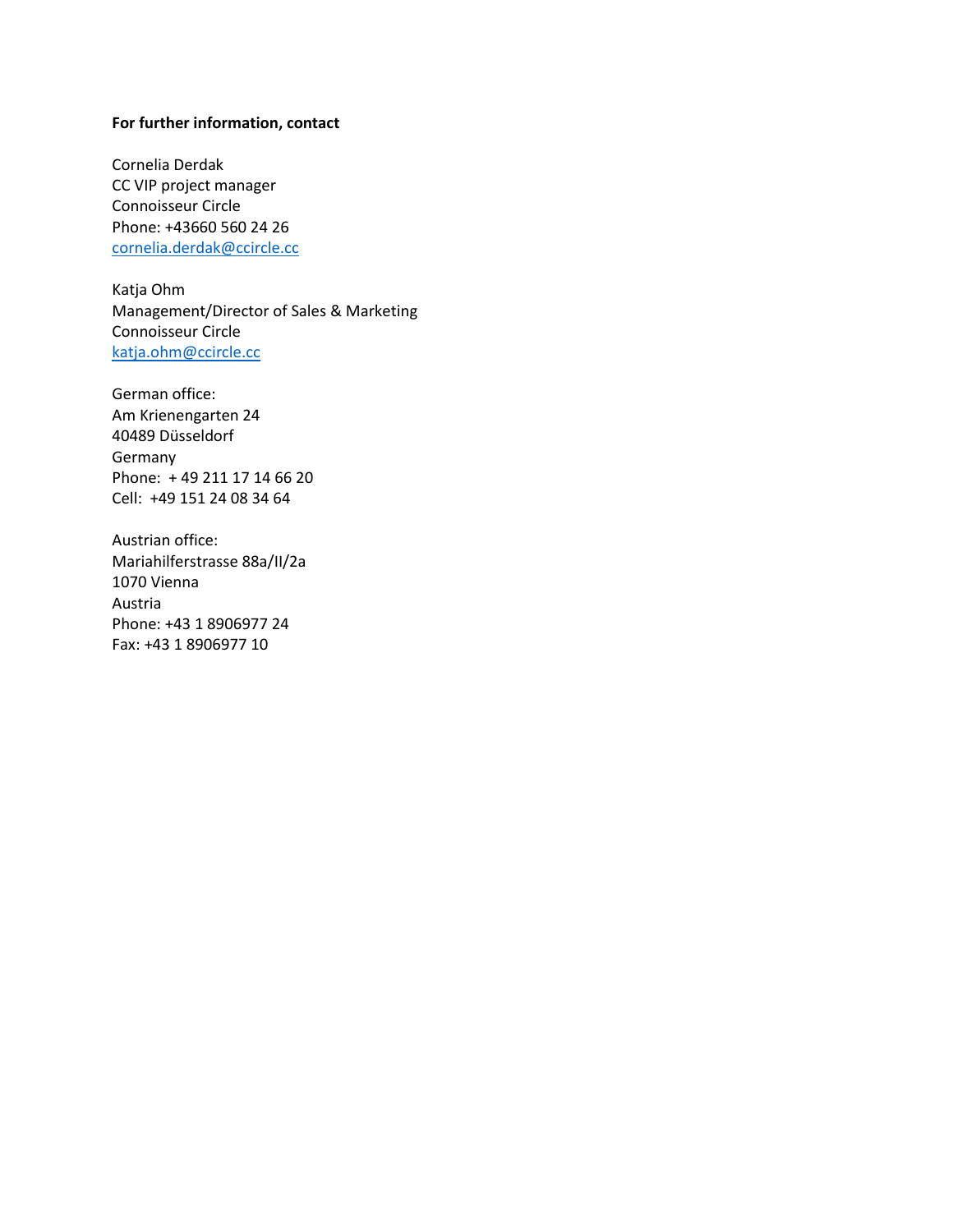**For further information, contact**

Cornelia Derdak
CC VIP project manager
Connoisseur Circle
Phone: +43660 560 24 26
cornelia.derdak@ccircle.cc

Katja Ohm
Management/Director of Sales & Marketing
Connoisseur Circle
katja.ohm@ccircle.cc

German office:
Am Krienengarten 24
40489 Düsseldorf
Germany
Phone: + 49 211 17 14 66 20
Cell: +49 151 24 08 34 64

Austrian office:
Mariahilferstrasse 88a/II/2a
1070 Vienna
Austria
Phone: +43 1 8906977 24
Fax: +43 1 8906977 10